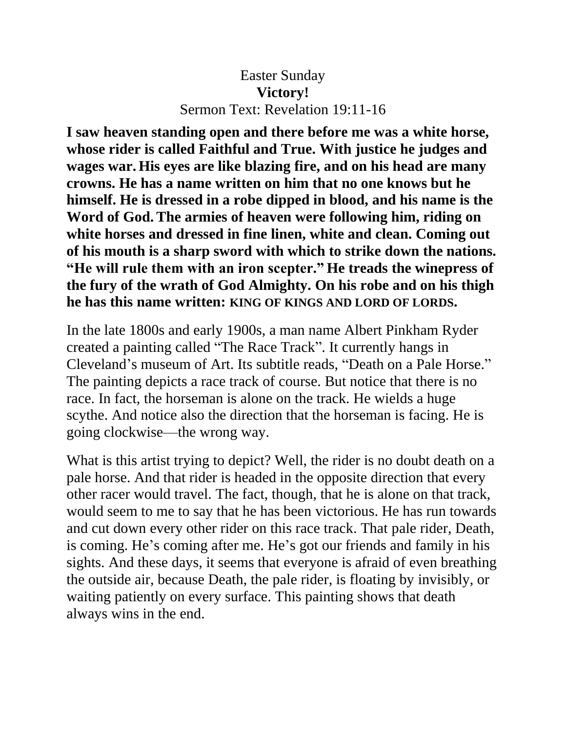Easter Sunday

**Victory!**

Sermon Text: Revelation 19:11-16

**I saw heaven standing open and there before me was a white horse, whose rider is called Faithful and True. With justice he judges and wages war. His eyes are like blazing fire, and on his head are many crowns. He has a name written on him that no one knows but he himself. He is dressed in a robe dipped in blood, and his name is the Word of God. The armies of heaven were following him, riding on white horses and dressed in fine linen, white and clean. Coming out of his mouth is a sharp sword with which to strike down the nations. "He will rule them with an iron scepter." He treads the winepress of the fury of the wrath of God Almighty. On his robe and on his thigh he has this name written: KING OF KINGS AND LORD OF LORDS.**

In the late 1800s and early 1900s, a man name Albert Pinkham Ryder created a painting called "The Race Track". It currently hangs in Cleveland's museum of Art. Its subtitle reads, "Death on a Pale Horse." The painting depicts a race track of course. But notice that there is no race. In fact, the horseman is alone on the track. He wields a huge scythe. And notice also the direction that the horseman is facing. He is going clockwise—the wrong way.

What is this artist trying to depict? Well, the rider is no doubt death on a pale horse. And that rider is headed in the opposite direction that every other racer would travel. The fact, though, that he is alone on that track, would seem to me to say that he has been victorious. He has run towards and cut down every other rider on this race track. That pale rider, Death, is coming. He's coming after me. He's got our friends and family in his sights. And these days, it seems that everyone is afraid of even breathing the outside air, because Death, the pale rider, is floating by invisibly, or waiting patiently on every surface. This painting shows that death always wins in the end.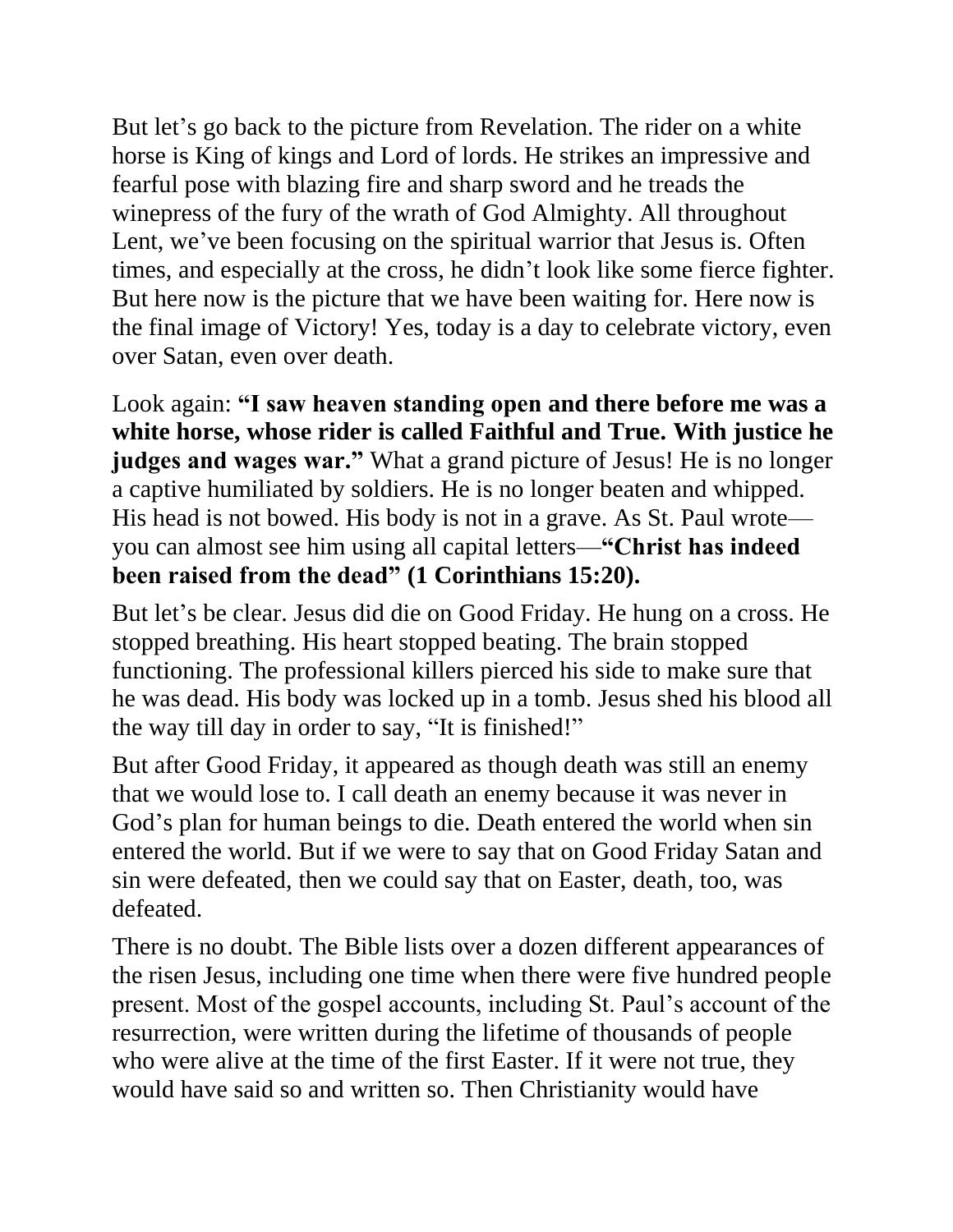But let's go back to the picture from Revelation. The rider on a white horse is King of kings and Lord of lords. He strikes an impressive and fearful pose with blazing fire and sharp sword and he treads the winepress of the fury of the wrath of God Almighty. All throughout Lent, we've been focusing on the spiritual warrior that Jesus is. Often times, and especially at the cross, he didn't look like some fierce fighter. But here now is the picture that we have been waiting for. Here now is the final image of Victory! Yes, today is a day to celebrate victory, even over Satan, even over death.

Look again: **"I saw heaven standing open and there before me was a white horse, whose rider is called Faithful and True. With justice he judges and wages war."** What a grand picture of Jesus! He is no longer a captive humiliated by soldiers. He is no longer beaten and whipped. His head is not bowed. His body is not in a grave. As St. Paul wrote—you can almost see him using all capital letters—**"Christ has indeed been raised from the dead" (1 Corinthians 15:20).**

But let's be clear. Jesus did die on Good Friday. He hung on a cross. He stopped breathing. His heart stopped beating. The brain stopped functioning. The professional killers pierced his side to make sure that he was dead. His body was locked up in a tomb. Jesus shed his blood all the way till day in order to say, "It is finished!"

But after Good Friday, it appeared as though death was still an enemy that we would lose to. I call death an enemy because it was never in God's plan for human beings to die. Death entered the world when sin entered the world. But if we were to say that on Good Friday Satan and sin were defeated, then we could say that on Easter, death, too, was defeated.

There is no doubt. The Bible lists over a dozen different appearances of the risen Jesus, including one time when there were five hundred people present. Most of the gospel accounts, including St. Paul's account of the resurrection, were written during the lifetime of thousands of people who were alive at the time of the first Easter. If it were not true, they would have said so and written so. Then Christianity would have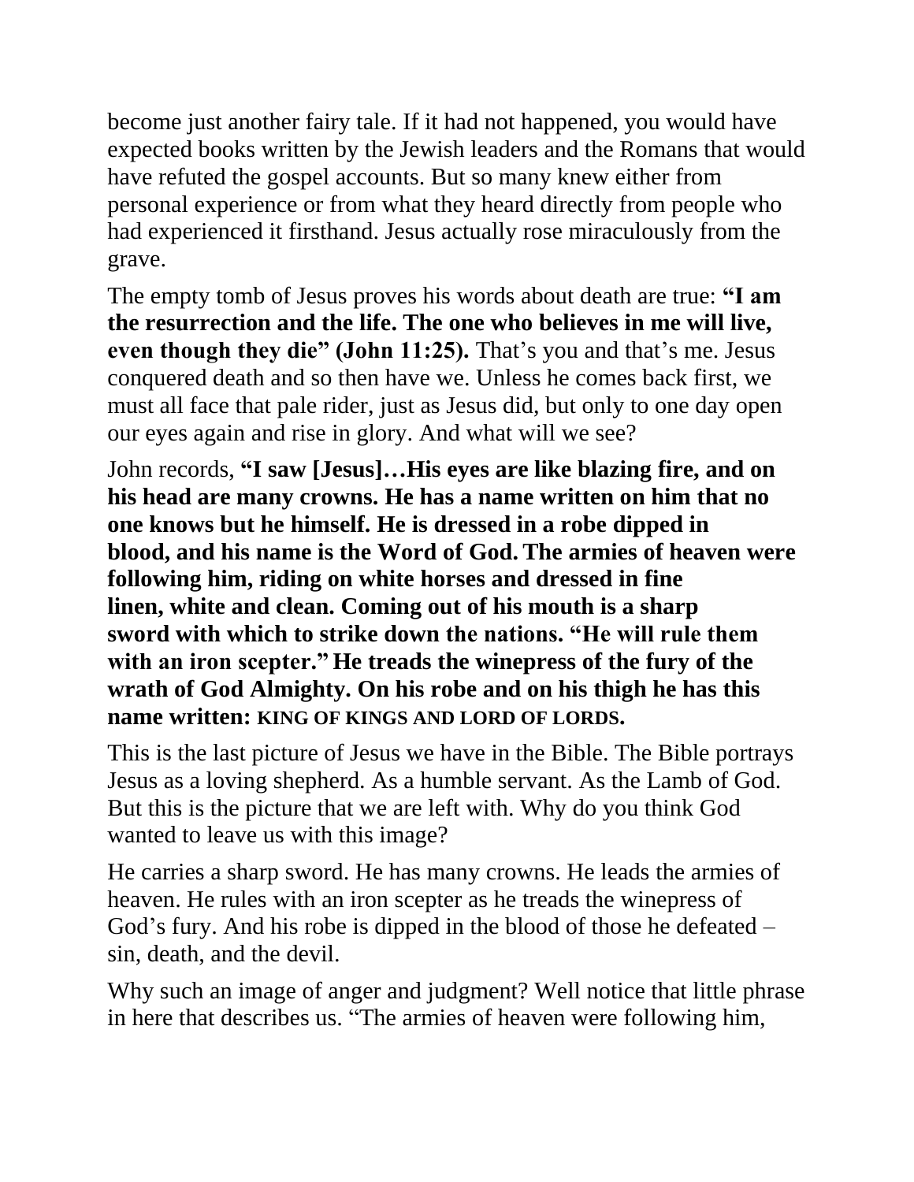become just another fairy tale. If it had not happened, you would have expected books written by the Jewish leaders and the Romans that would have refuted the gospel accounts. But so many knew either from personal experience or from what they heard directly from people who had experienced it firsthand. Jesus actually rose miraculously from the grave.

The empty tomb of Jesus proves his words about death are true: **"I am the resurrection and the life. The one who believes in me will live, even though they die" (John 11:25).** That's you and that's me. Jesus conquered death and so then have we. Unless he comes back first, we must all face that pale rider, just as Jesus did, but only to one day open our eyes again and rise in glory. And what will we see?

John records, **"I saw [Jesus]…His eyes are like blazing fire, and on his head are many crowns. He has a name written on him that no one knows but he himself. He is dressed in a robe dipped in blood, and his name is the Word of God. The armies of heaven were following him, riding on white horses and dressed in fine linen, white and clean. Coming out of his mouth is a sharp sword with which to strike down the nations. "He will rule them with an iron scepter." He treads the winepress of the fury of the wrath of God Almighty. On his robe and on his thigh he has this name written: KING OF KINGS AND LORD OF LORDS.**

This is the last picture of Jesus we have in the Bible. The Bible portrays Jesus as a loving shepherd. As a humble servant. As the Lamb of God. But this is the picture that we are left with. Why do you think God wanted to leave us with this image?

He carries a sharp sword. He has many crowns. He leads the armies of heaven. He rules with an iron scepter as he treads the winepress of God's fury. And his robe is dipped in the blood of those he defeated – sin, death, and the devil.

Why such an image of anger and judgment? Well notice that little phrase in here that describes us. "The armies of heaven were following him,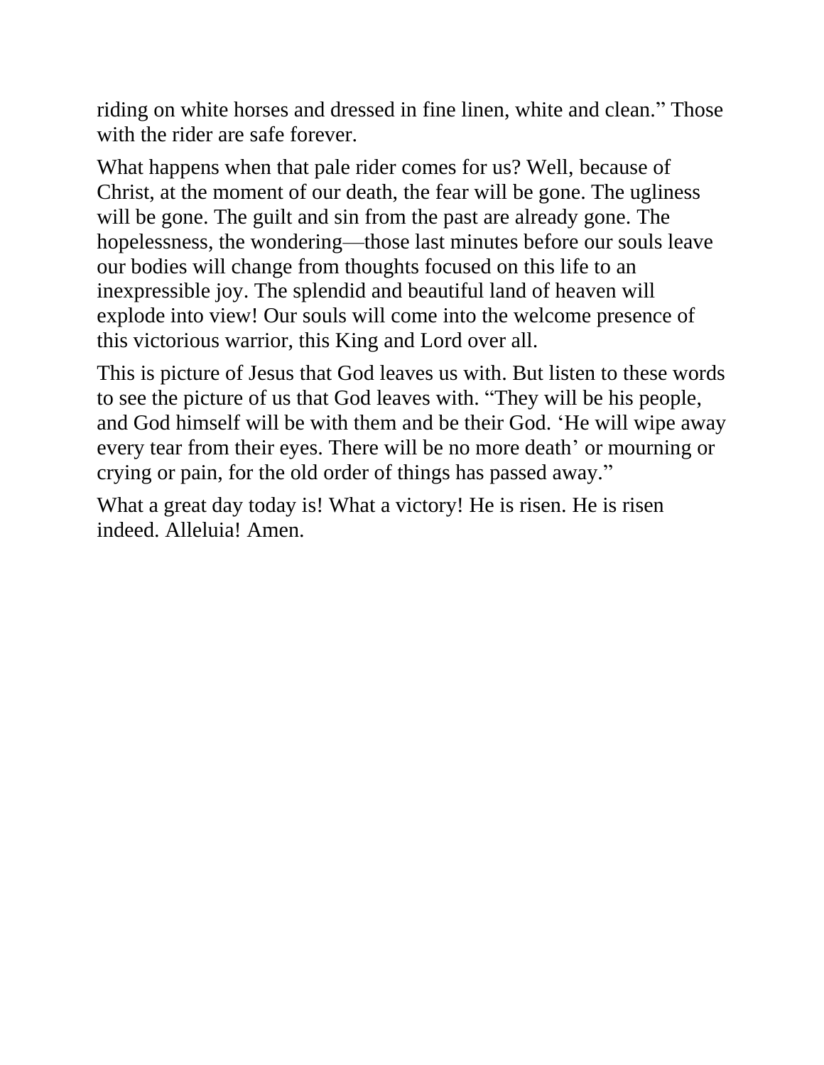riding on white horses and dressed in fine linen, white and clean." Those with the rider are safe forever.

What happens when that pale rider comes for us? Well, because of Christ, at the moment of our death, the fear will be gone. The ugliness will be gone. The guilt and sin from the past are already gone. The hopelessness, the wondering—those last minutes before our souls leave our bodies will change from thoughts focused on this life to an inexpressible joy. The splendid and beautiful land of heaven will explode into view! Our souls will come into the welcome presence of this victorious warrior, this King and Lord over all.

This is picture of Jesus that God leaves us with. But listen to these words to see the picture of us that God leaves with. "They will be his people, and God himself will be with them and be their God. 'He will wipe away every tear from their eyes. There will be no more death' or mourning or crying or pain, for the old order of things has passed away."

What a great day today is! What a victory! He is risen. He is risen indeed. Alleluia! Amen.